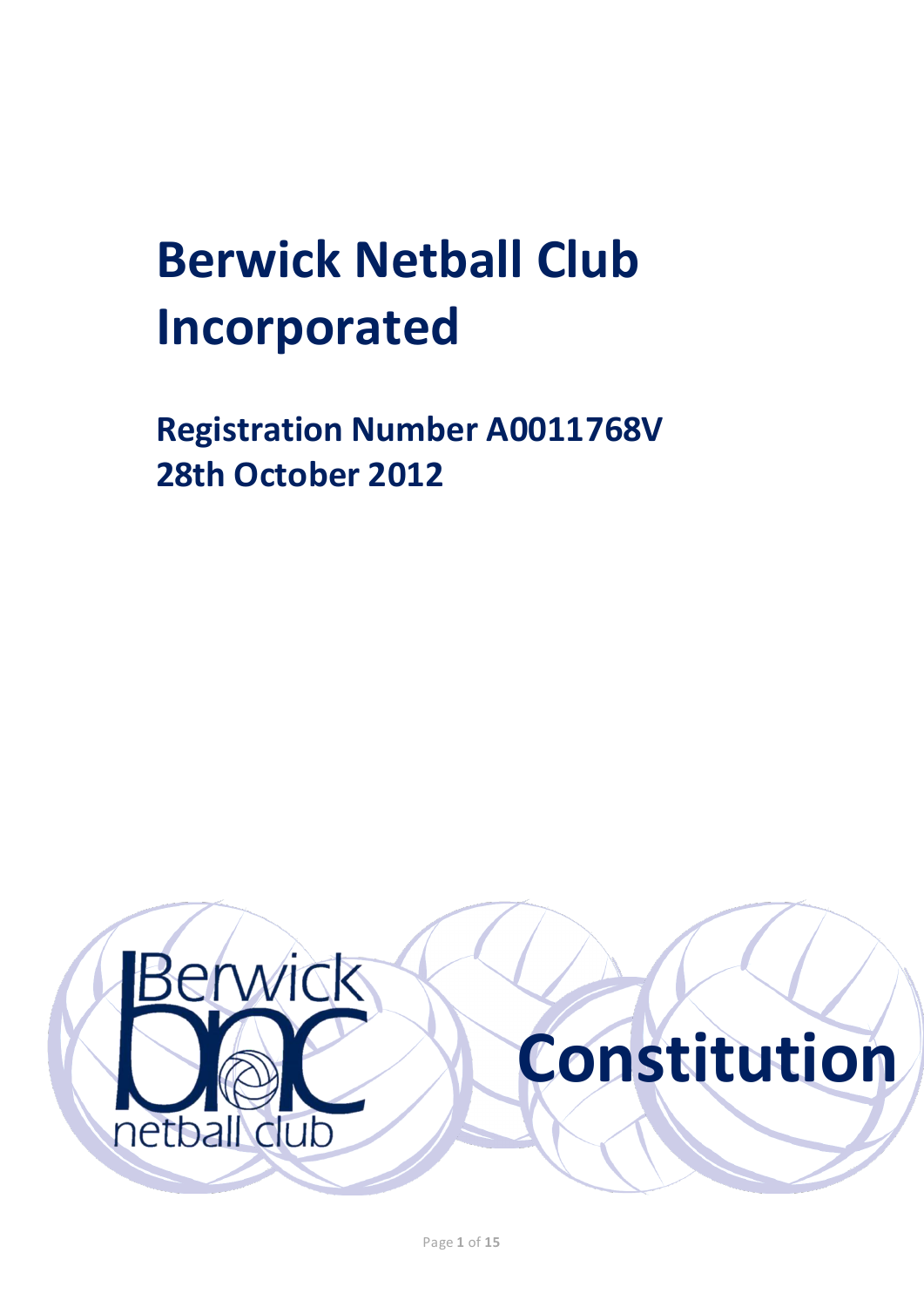# Berwick Netball Club Incorporated

## Registration Number A0011768V
## 28th October 2012

Berwick bnc netball club

# Constitution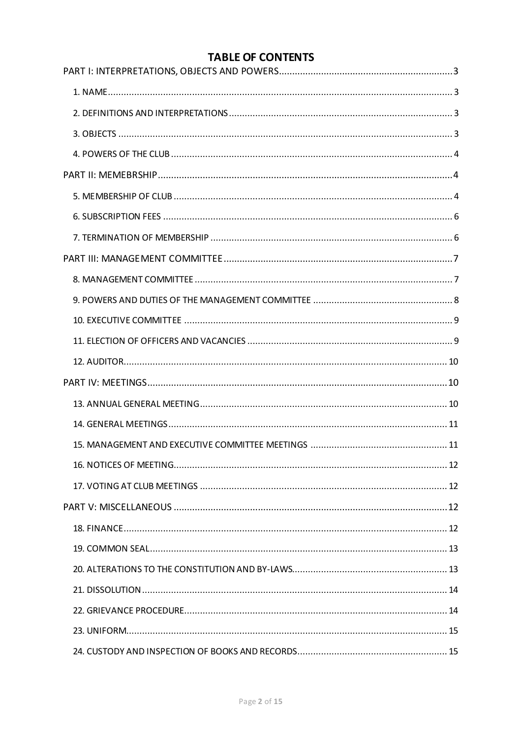# TABLE OF CONTENTS

PART I: INTERPRETATIONS, OBJECTS AND POWERS ..... 3

- 1. NAME ..... 3
- 2. DEFINITIONS AND INTERPRETATIONS ..... 3
- 3. OBJECTS ..... 3
- 4. POWERS OF THE CLUB ..... 4

PART II: MEMEBRSHIP ..... 4

- 5. MEMBERSHIP OF CLUB ..... 4
- 6. SUBSCRIPTION FEES ..... 6
- 7. TERMINATION OF MEMBERSHIP ..... 6

PART III: MANAGEMENT COMMITTEE ..... 7

- 8. MANAGEMENT COMMITTEE ..... 7
- 9. POWERS AND DUTIES OF THE MANAGEMENT COMMITTEE ..... 8
- 10. EXECUTIVE COMMITTEE ..... 9
- 11. ELECTION OF OFFICERS AND VACANCIES ..... 9
- 12. AUDITOR ..... 10

PART IV: MEETINGS ..... 10

- 13. ANNUAL GENERAL MEETING ..... 10
- 14. GENERAL MEETINGS ..... 11
- 15. MANAGEMENT AND EXECUTIVE COMMITTEE MEETINGS ..... 11
- 16. NOTICES OF MEETING ..... 12
- 17. VOTING AT CLUB MEETINGS ..... 12

PART V: MISCELLANEOUS ..... 12

- 18. FINANCE ..... 12
- 19. COMMON SEAL ..... 13
- 20. ALTERATIONS TO THE CONSTITUTION AND BY-LAWS ..... 13
- 21. DISSOLUTION ..... 14
- 22. GRIEVANCE PROCEDURE ..... 14
- 23. UNIFORM ..... 15
- 24. CUSTODY AND INSPECTION OF BOOKS AND RECORDS ..... 15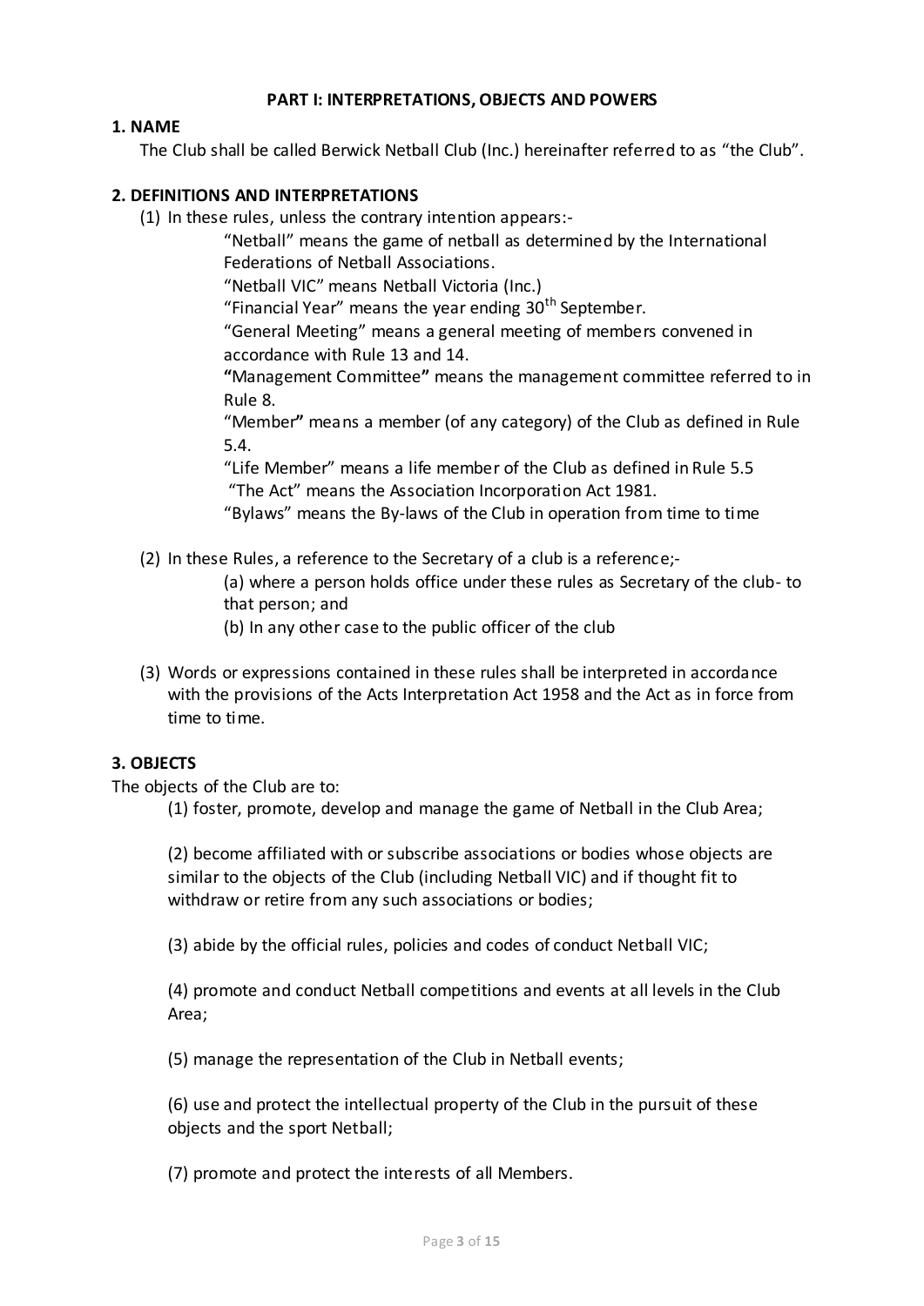## PART I: INTERPRETATIONS, OBJECTS AND POWERS

### 1. NAME

The Club shall be called Berwick Netball Club (Inc.) hereinafter referred to as "the Club".

### 2. DEFINITIONS AND INTERPRETATIONS

(1) In these rules, unless the contrary intention appears:-

"Netball" means the game of netball as determined by the International Federations of Netball Associations.

"Netball VIC" means Netball Victoria (Inc.)

"Financial Year" means the year ending 30th September.

"General Meeting" means a general meeting of members convened in accordance with Rule 13 and 14.

**"**Management Committee**"** means the management committee referred to in Rule 8.

"Member**"** means a member (of any category) of the Club as defined in Rule 5.4.

"Life Member" means a life member of the Club as defined in Rule 5.5

"The Act" means the Association Incorporation Act 1981.

"Bylaws" means the By-laws of the Club in operation from time to time

(2) In these Rules, a reference to the Secretary of a club is a reference;-

(a) where a person holds office under these rules as Secretary of the club- to that person; and

(b) In any other case to the public officer of the club

(3) Words or expressions contained in these rules shall be interpreted in accordance with the provisions of the Acts Interpretation Act 1958 and the Act as in force from time to time.

### 3. OBJECTS

The objects of the Club are to:

(1) foster, promote, develop and manage the game of Netball in the Club Area;

(2) become affiliated with or subscribe associations or bodies whose objects are similar to the objects of the Club (including Netball VIC) and if thought fit to withdraw or retire from any such associations or bodies;

(3) abide by the official rules, policies and codes of conduct Netball VIC;

(4) promote and conduct Netball competitions and events at all levels in the Club Area;

(5) manage the representation of the Club in Netball events;

(6) use and protect the intellectual property of the Club in the pursuit of these objects and the sport Netball;

(7) promote and protect the interests of all Members.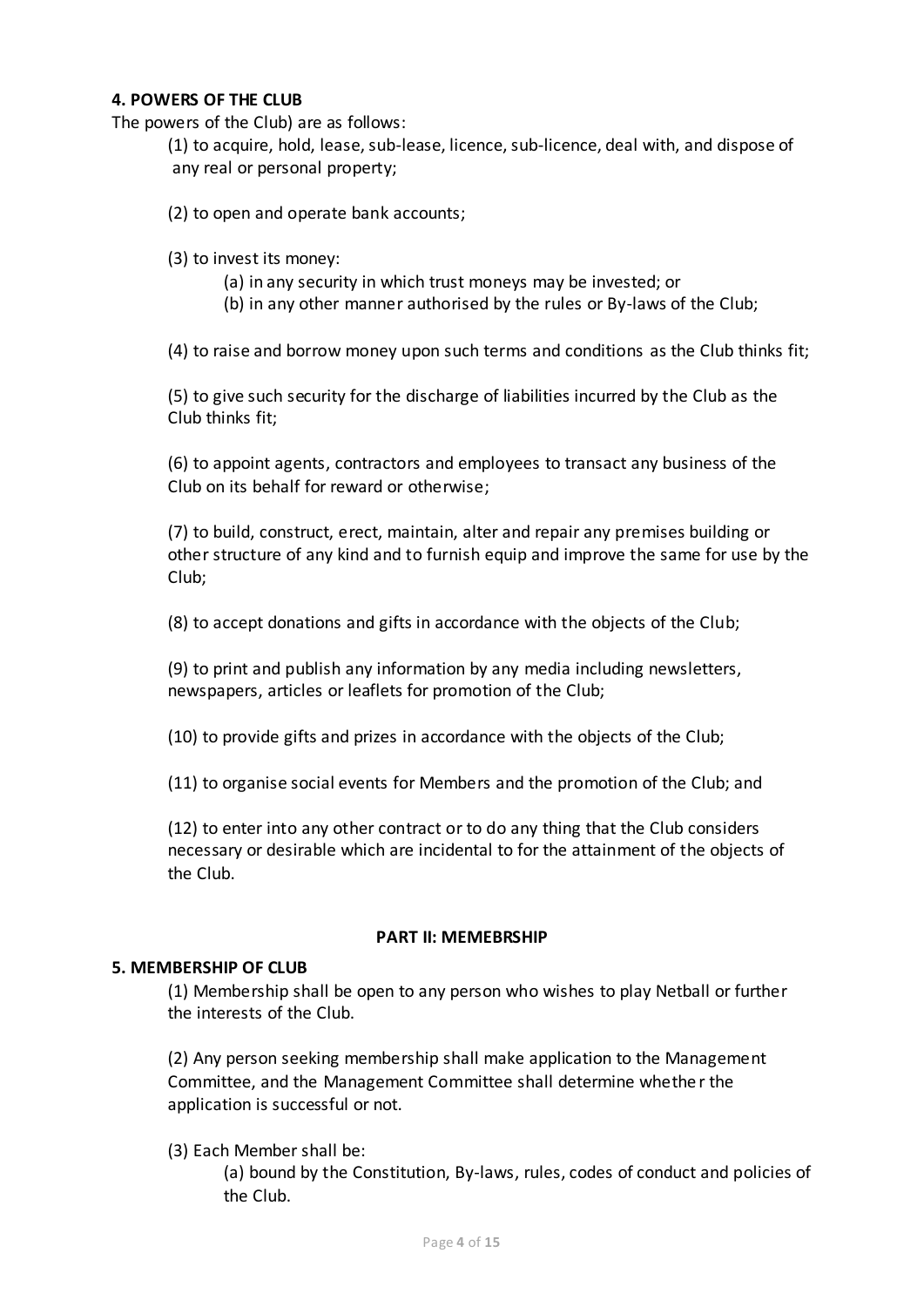**4. POWERS OF THE CLUB**

The powers of the Club) are as follows:

(1) to acquire, hold, lease, sub-lease, licence, sub-licence, deal with, and dispose of any real or personal property;

(2) to open and operate bank accounts;

(3) to invest its money:

(a) in any security in which trust moneys may be invested; or

(b) in any other manner authorised by the rules or By-laws of the Club;

(4) to raise and borrow money upon such terms and conditions as the Club thinks fit;

(5) to give such security for the discharge of liabilities incurred by the Club as the Club thinks fit;

(6) to appoint agents, contractors and employees to transact any business of the Club on its behalf for reward or otherwise;

(7) to build, construct, erect, maintain, alter and repair any premises building or other structure of any kind and to furnish equip and improve the same for use by the Club;

(8) to accept donations and gifts in accordance with the objects of the Club;

(9) to print and publish any information by any media including newsletters, newspapers, articles or leaflets for promotion of the Club;

(10) to provide gifts and prizes in accordance with the objects of the Club;

(11) to organise social events for Members and the promotion of the Club; and

(12) to enter into any other contract or to do any thing that the Club considers necessary or desirable which are incidental to for the attainment of the objects of the Club.

## PART II: MEMEBRSHIP

**5. MEMBERSHIP OF CLUB**

(1) Membership shall be open to any person who wishes to play Netball or further the interests of the Club.

(2) Any person seeking membership shall make application to the Management Committee, and the Management Committee shall determine whether the application is successful or not.

(3) Each Member shall be:

(a) bound by the Constitution, By-laws, rules, codes of conduct and policies of the Club.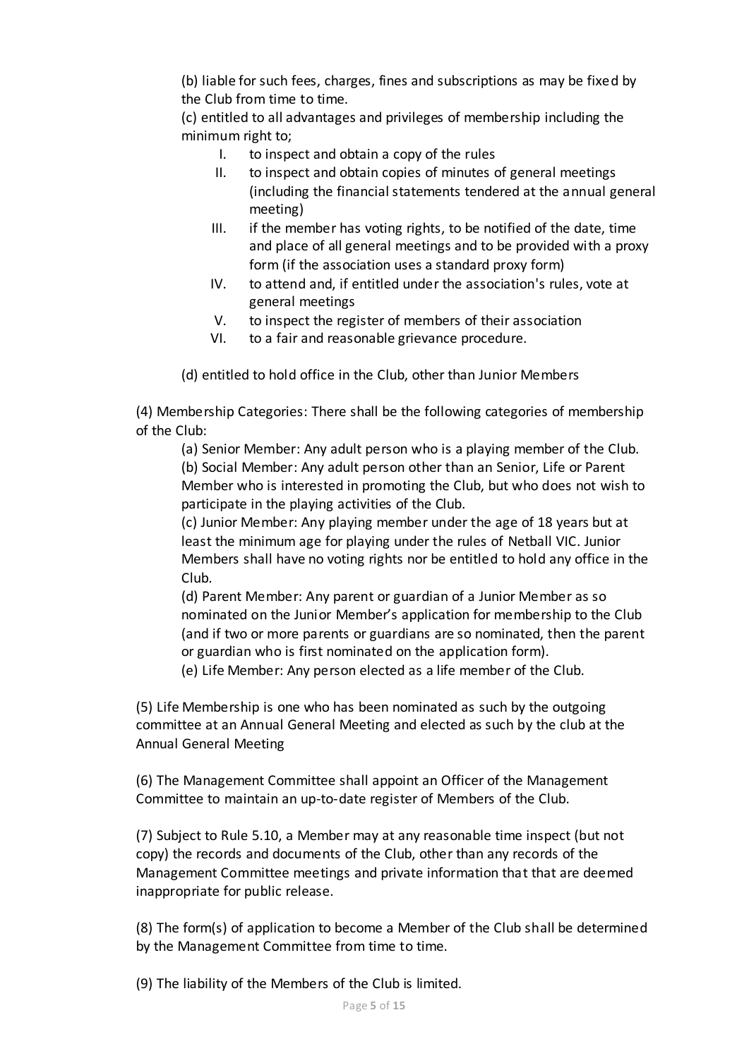(b) liable for such fees, charges, fines and subscriptions as may be fixed by the Club from time to time.

(c) entitled to all advantages and privileges of membership including the minimum right to;

I. to inspect and obtain a copy of the rules
II. to inspect and obtain copies of minutes of general meetings (including the financial statements tendered at the annual general meeting)
III. if the member has voting rights, to be notified of the date, time and place of all general meetings and to be provided with a proxy form (if the association uses a standard proxy form)
IV. to attend and, if entitled under the association's rules, vote at general meetings
V. to inspect the register of members of their association
VI. to a fair and reasonable grievance procedure.

(d) entitled to hold office in the Club, other than Junior Members

(4) Membership Categories: There shall be the following categories of membership of the Club:

(a) Senior Member: Any adult person who is a playing member of the Club.

(b) Social Member: Any adult person other than an Senior, Life or Parent Member who is interested in promoting the Club, but who does not wish to participate in the playing activities of the Club.

(c) Junior Member: Any playing member under the age of 18 years but at least the minimum age for playing under the rules of Netball VIC. Junior Members shall have no voting rights nor be entitled to hold any office in the Club.

(d) Parent Member: Any parent or guardian of a Junior Member as so nominated on the Junior Member's application for membership to the Club (and if two or more parents or guardians are so nominated, then the parent or guardian who is first nominated on the application form).

(e) Life Member: Any person elected as a life member of the Club.

(5) Life Membership is one who has been nominated as such by the outgoing committee at an Annual General Meeting and elected as such by the club at the Annual General Meeting

(6) The Management Committee shall appoint an Officer of the Management Committee to maintain an up-to-date register of Members of the Club.

(7) Subject to Rule 5.10, a Member may at any reasonable time inspect (but not copy) the records and documents of the Club, other than any records of the Management Committee meetings and private information that that are deemed inappropriate for public release.

(8) The form(s) of application to become a Member of the Club shall be determined by the Management Committee from time to time.

(9) The liability of the Members of the Club is limited.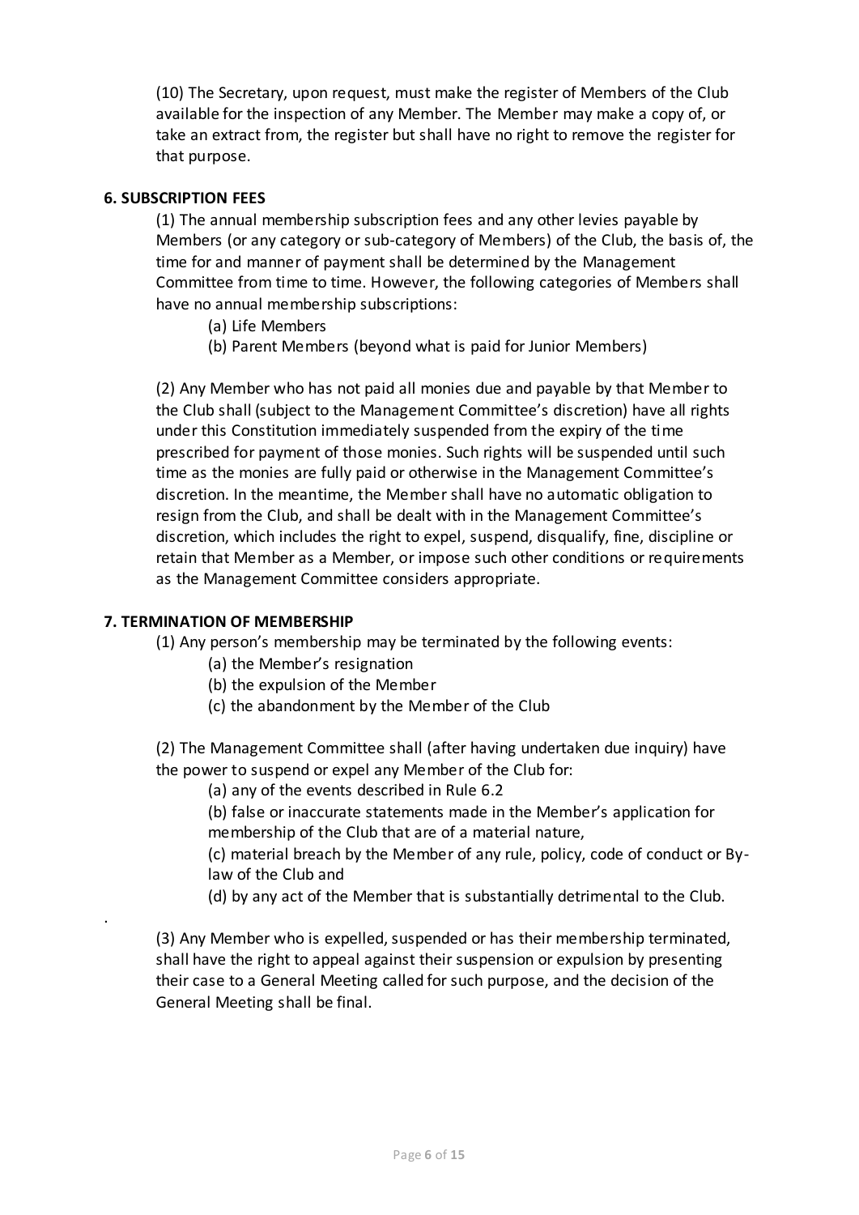(10) The Secretary, upon request, must make the register of Members of the Club available for the inspection of any Member. The Member may make a copy of, or take an extract from, the register but shall have no right to remove the register for that purpose.

**6. SUBSCRIPTION FEES**

(1) The annual membership subscription fees and any other levies payable by Members (or any category or sub-category of Members) of the Club, the basis of, the time for and manner of payment shall be determined by the Management Committee from time to time. However, the following categories of Members shall have no annual membership subscriptions:

(a) Life Members

(b) Parent Members (beyond what is paid for Junior Members)

(2) Any Member who has not paid all monies due and payable by that Member to the Club shall (subject to the Management Committee's discretion) have all rights under this Constitution immediately suspended from the expiry of the time prescribed for payment of those monies. Such rights will be suspended until such time as the monies are fully paid or otherwise in the Management Committee's discretion. In the meantime, the Member shall have no automatic obligation to resign from the Club, and shall be dealt with in the Management Committee's discretion, which includes the right to expel, suspend, disqualify, fine, discipline or retain that Member as a Member, or impose such other conditions or requirements as the Management Committee considers appropriate.

**7. TERMINATION OF MEMBERSHIP**

(1) Any person's membership may be terminated by the following events:

(a) the Member's resignation

(b) the expulsion of the Member

(c) the abandonment by the Member of the Club

(2) The Management Committee shall (after having undertaken due inquiry) have the power to suspend or expel any Member of the Club for:

(a) any of the events described in Rule 6.2

(b) false or inaccurate statements made in the Member's application for membership of the Club that are of a material nature,

(c) material breach by the Member of any rule, policy, code of conduct or By-law of the Club and

(d) by any act of the Member that is substantially detrimental to the Club.

(3) Any Member who is expelled, suspended or has their membership terminated, shall have the right to appeal against their suspension or expulsion by presenting their case to a General Meeting called for such purpose, and the decision of the General Meeting shall be final.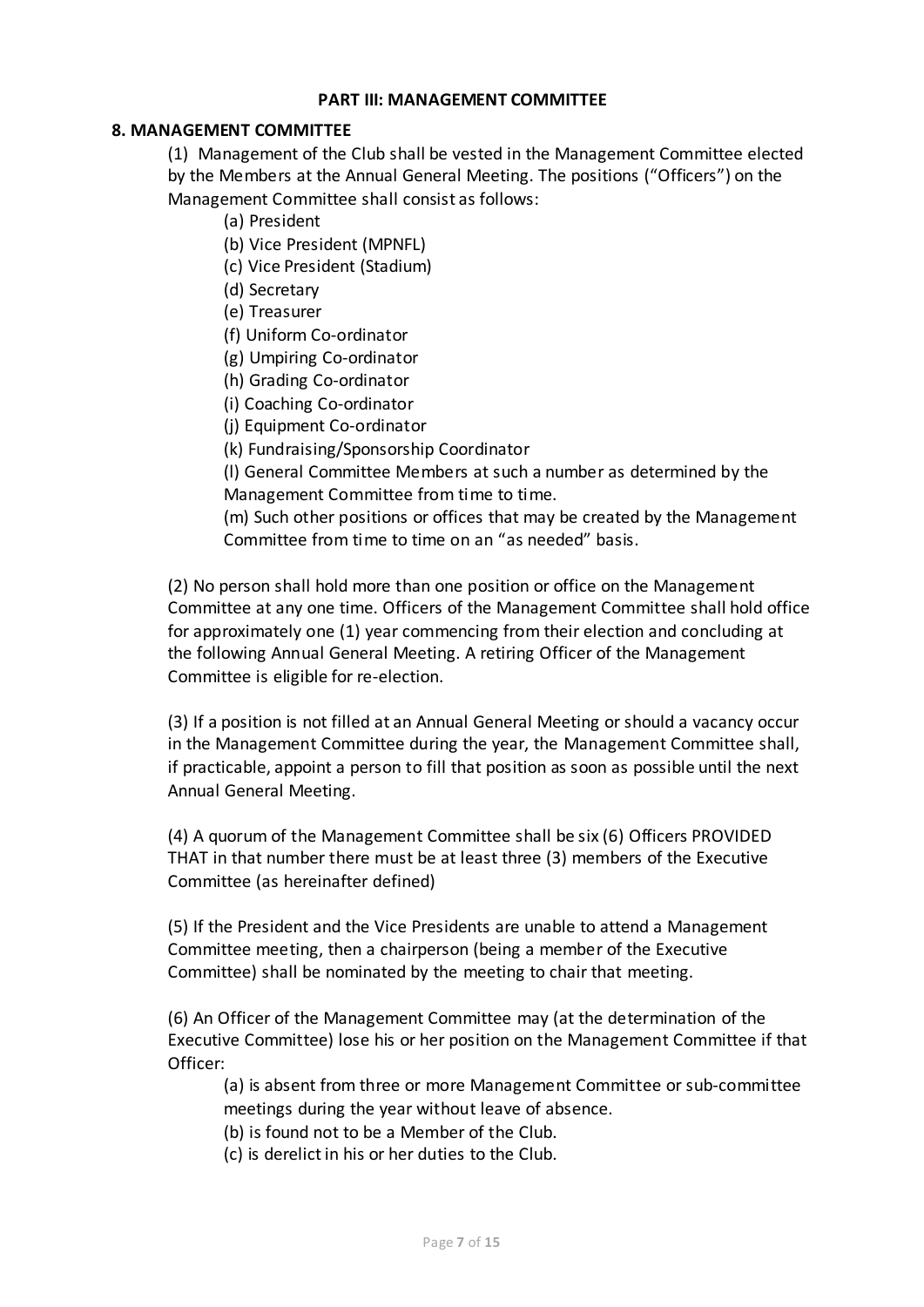## PART III: MANAGEMENT COMMITTEE

### 8. MANAGEMENT COMMITTEE

(1) Management of the Club shall be vested in the Management Committee elected by the Members at the Annual General Meeting. The positions ("Officers") on the Management Committee shall consist as follows:

- (a) President
- (b) Vice President (MPNFL)
- (c) Vice President (Stadium)
- (d) Secretary
- (e) Treasurer
- (f) Uniform Co-ordinator
- (g) Umpiring Co-ordinator
- (h) Grading Co-ordinator
- (i) Coaching Co-ordinator
- (j) Equipment Co-ordinator
- (k) Fundraising/Sponsorship Coordinator
- (l) General Committee Members at such a number as determined by the Management Committee from time to time.
- (m) Such other positions or offices that may be created by the Management Committee from time to time on an "as needed" basis.

(2) No person shall hold more than one position or office on the Management Committee at any one time. Officers of the Management Committee shall hold office for approximately one (1) year commencing from their election and concluding at the following Annual General Meeting. A retiring Officer of the Management Committee is eligible for re-election.

(3) If a position is not filled at an Annual General Meeting or should a vacancy occur in the Management Committee during the year, the Management Committee shall, if practicable, appoint a person to fill that position as soon as possible until the next Annual General Meeting.

(4) A quorum of the Management Committee shall be six (6) Officers PROVIDED THAT in that number there must be at least three (3) members of the Executive Committee (as hereinafter defined)

(5) If the President and the Vice Presidents are unable to attend a Management Committee meeting, then a chairperson (being a member of the Executive Committee) shall be nominated by the meeting to chair that meeting.

(6) An Officer of the Management Committee may (at the determination of the Executive Committee) lose his or her position on the Management Committee if that Officer:

- (a) is absent from three or more Management Committee or sub-committee meetings during the year without leave of absence.
- (b) is found not to be a Member of the Club.
- (c) is derelict in his or her duties to the Club.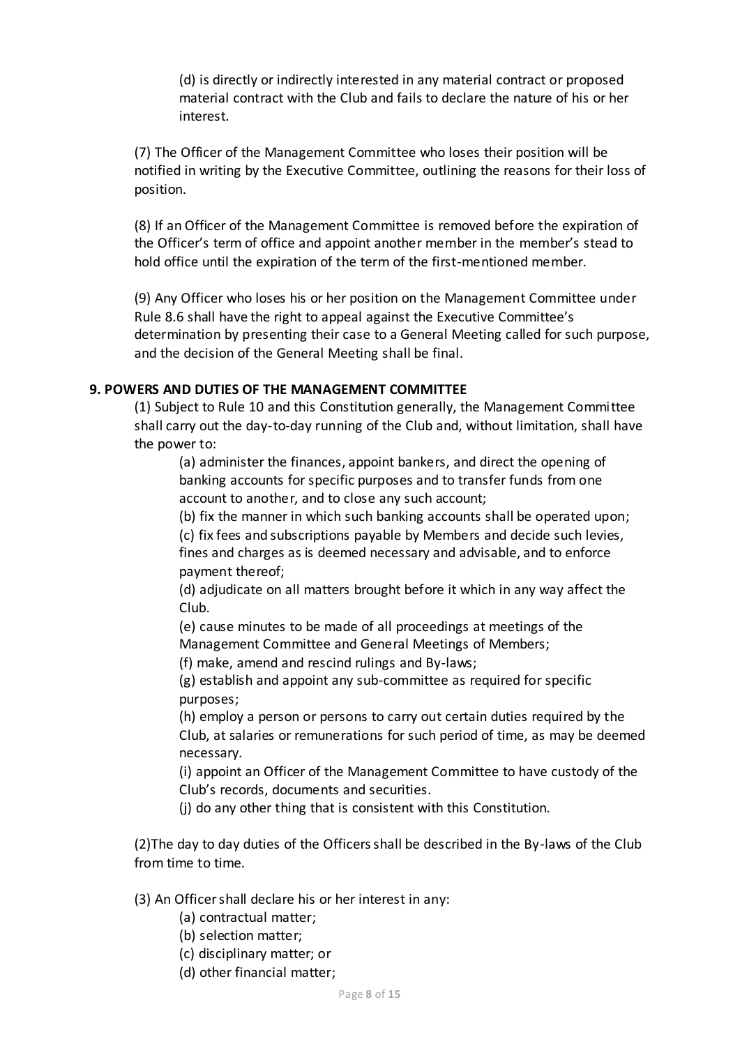(d) is directly or indirectly interested in any material contract or proposed material contract with the Club and fails to declare the nature of his or her interest.

(7) The Officer of the Management Committee who loses their position will be notified in writing by the Executive Committee, outlining the reasons for their loss of position.

(8) If an Officer of the Management Committee is removed before the expiration of the Officer's term of office and appoint another member in the member's stead to hold office until the expiration of the term of the first-mentioned member.

(9) Any Officer who loses his or her position on the Management Committee under Rule 8.6 shall have the right to appeal against the Executive Committee's determination by presenting their case to a General Meeting called for such purpose, and the decision of the General Meeting shall be final.

**9. POWERS AND DUTIES OF THE MANAGEMENT COMMITTEE**

(1) Subject to Rule 10 and this Constitution generally, the Management Committee shall carry out the day-to-day running of the Club and, without limitation, shall have the power to:

(a) administer the finances, appoint bankers, and direct the opening of banking accounts for specific purposes and to transfer funds from one account to another, and to close any such account;

(b) fix the manner in which such banking accounts shall be operated upon;

(c) fix fees and subscriptions payable by Members and decide such levies, fines and charges as is deemed necessary and advisable, and to enforce payment thereof;

(d) adjudicate on all matters brought before it which in any way affect the Club.

(e) cause minutes to be made of all proceedings at meetings of the Management Committee and General Meetings of Members;

(f) make, amend and rescind rulings and By-laws;

(g) establish and appoint any sub-committee as required for specific purposes;

(h) employ a person or persons to carry out certain duties required by the Club, at salaries or remunerations for such period of time, as may be deemed necessary.

(i) appoint an Officer of the Management Committee to have custody of the Club's records, documents and securities.

(j) do any other thing that is consistent with this Constitution.

(2)The day to day duties of the Officers shall be described in the By-laws of the Club from time to time.

(3) An Officer shall declare his or her interest in any:

(a) contractual matter;

(b) selection matter;

(c) disciplinary matter; or

(d) other financial matter;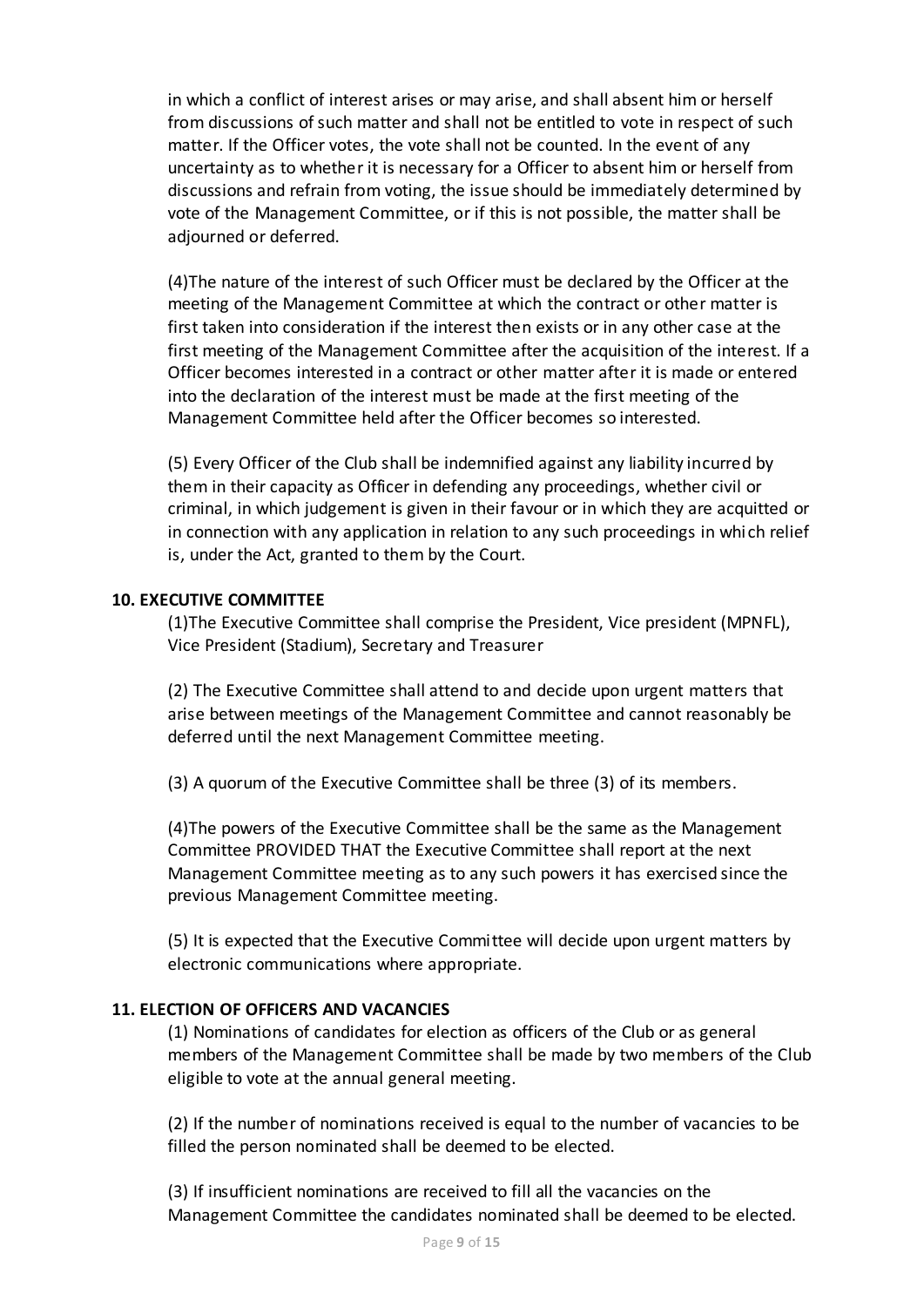in which a conflict of interest arises or may arise, and shall absent him or herself from discussions of such matter and shall not be entitled to vote in respect of such matter. If the Officer votes, the vote shall not be counted. In the event of any uncertainty as to whether it is necessary for a Officer to absent him or herself from discussions and refrain from voting, the issue should be immediately determined by vote of the Management Committee, or if this is not possible, the matter shall be adjourned or deferred.

(4)The nature of the interest of such Officer must be declared by the Officer at the meeting of the Management Committee at which the contract or other matter is first taken into consideration if the interest then exists or in any other case at the first meeting of the Management Committee after the acquisition of the interest. If a Officer becomes interested in a contract or other matter after it is made or entered into the declaration of the interest must be made at the first meeting of the Management Committee held after the Officer becomes so interested.

(5) Every Officer of the Club shall be indemnified against any liability incurred by them in their capacity as Officer in defending any proceedings, whether civil or criminal, in which judgement is given in their favour or in which they are acquitted or in connection with any application in relation to any such proceedings in which relief is, under the Act, granted to them by the Court.

**10. EXECUTIVE COMMITTEE**

(1)The Executive Committee shall comprise the President, Vice president (MPNFL), Vice President (Stadium), Secretary and Treasurer

(2) The Executive Committee shall attend to and decide upon urgent matters that arise between meetings of the Management Committee and cannot reasonably be deferred until the next Management Committee meeting.

(3) A quorum of the Executive Committee shall be three (3) of its members.

(4)The powers of the Executive Committee shall be the same as the Management Committee PROVIDED THAT the Executive Committee shall report at the next Management Committee meeting as to any such powers it has exercised since the previous Management Committee meeting.

(5) It is expected that the Executive Committee will decide upon urgent matters by electronic communications where appropriate.

**11. ELECTION OF OFFICERS AND VACANCIES**

(1) Nominations of candidates for election as officers of the Club or as general members of the Management Committee shall be made by two members of the Club eligible to vote at the annual general meeting.

(2) If the number of nominations received is equal to the number of vacancies to be filled the person nominated shall be deemed to be elected.

(3) If insufficient nominations are received to fill all the vacancies on the Management Committee the candidates nominated shall be deemed to be elected.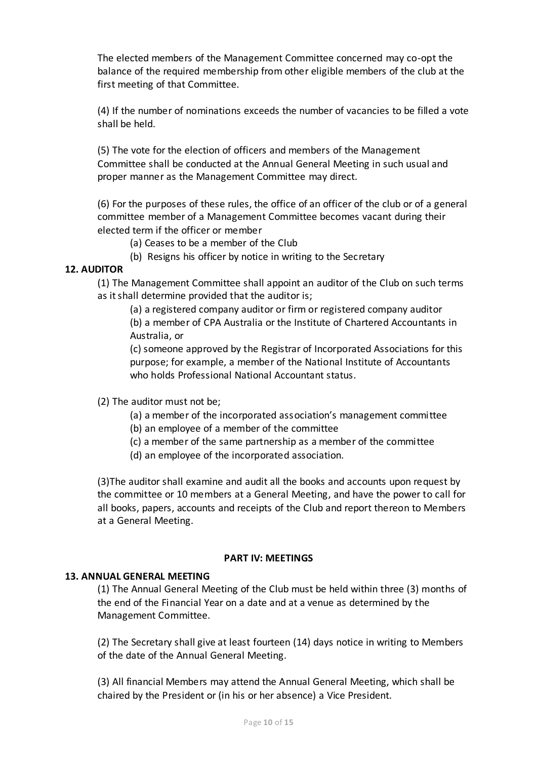The elected members of the Management Committee concerned may co-opt the balance of the required membership from other eligible members of the club at the first meeting of that Committee.

(4) If the number of nominations exceeds the number of vacancies to be filled a vote shall be held.

(5) The vote for the election of officers and members of the Management Committee shall be conducted at the Annual General Meeting in such usual and proper manner as the Management Committee may direct.

(6) For the purposes of these rules, the office of an officer of the club or of a general committee member of a Management Committee becomes vacant during their elected term if the officer or member

- (a) Ceases to be a member of the Club
- (b) Resigns his officer by notice in writing to the Secretary

**12. AUDITOR**

(1) The Management Committee shall appoint an auditor of the Club on such terms as it shall determine provided that the auditor is;

- (a) a registered company auditor or firm or registered company auditor
- (b) a member of CPA Australia or the Institute of Chartered Accountants in Australia, or
- (c) someone approved by the Registrar of Incorporated Associations for this purpose; for example, a member of the National Institute of Accountants who holds Professional National Accountant status.

(2) The auditor must not be;

- (a) a member of the incorporated association's management committee
- (b) an employee of a member of the committee
- (c) a member of the same partnership as a member of the committee
- (d) an employee of the incorporated association.

(3)The auditor shall examine and audit all the books and accounts upon request by the committee or 10 members at a General Meeting, and have the power to call for all books, papers, accounts and receipts of the Club and report thereon to Members at a General Meeting.

**PART IV: MEETINGS**

**13. ANNUAL GENERAL MEETING**

(1) The Annual General Meeting of the Club must be held within three (3) months of the end of the Financial Year on a date and at a venue as determined by the Management Committee.

(2) The Secretary shall give at least fourteen (14) days notice in writing to Members of the date of the Annual General Meeting.

(3) All financial Members may attend the Annual General Meeting, which shall be chaired by the President or (in his or her absence) a Vice President.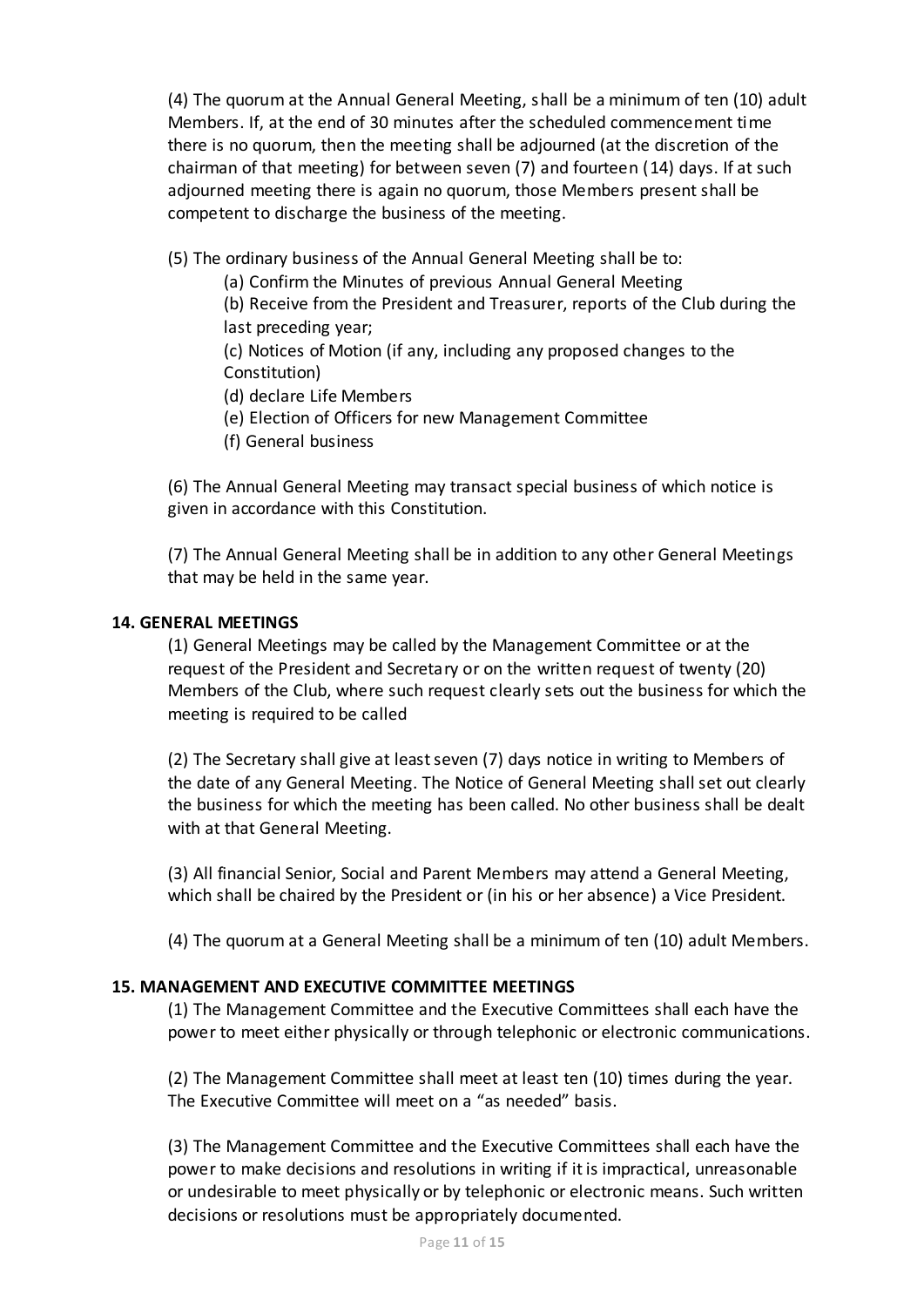(4) The quorum at the Annual General Meeting, shall be a minimum of ten (10) adult Members. If, at the end of 30 minutes after the scheduled commencement time there is no quorum, then the meeting shall be adjourned (at the discretion of the chairman of that meeting) for between seven (7) and fourteen (14) days. If at such adjourned meeting there is again no quorum, those Members present shall be competent to discharge the business of the meeting.

(5) The ordinary business of the Annual General Meeting shall be to:

(a) Confirm the Minutes of previous Annual General Meeting

(b) Receive from the President and Treasurer, reports of the Club during the last preceding year;

(c) Notices of Motion (if any, including any proposed changes to the Constitution)

(d) declare Life Members

(e) Election of Officers for new Management Committee

(f) General business

(6) The Annual General Meeting may transact special business of which notice is given in accordance with this Constitution.

(7) The Annual General Meeting shall be in addition to any other General Meetings that may be held in the same year.

**14. GENERAL MEETINGS**

(1) General Meetings may be called by the Management Committee or at the request of the President and Secretary or on the written request of twenty (20) Members of the Club, where such request clearly sets out the business for which the meeting is required to be called

(2) The Secretary shall give at least seven (7) days notice in writing to Members of the date of any General Meeting. The Notice of General Meeting shall set out clearly the business for which the meeting has been called. No other business shall be dealt with at that General Meeting.

(3) All financial Senior, Social and Parent Members may attend a General Meeting, which shall be chaired by the President or (in his or her absence) a Vice President.

(4) The quorum at a General Meeting shall be a minimum of ten (10) adult Members.

**15. MANAGEMENT AND EXECUTIVE COMMITTEE MEETINGS**

(1) The Management Committee and the Executive Committees shall each have the power to meet either physically or through telephonic or electronic communications.

(2) The Management Committee shall meet at least ten (10) times during the year. The Executive Committee will meet on a "as needed" basis.

(3) The Management Committee and the Executive Committees shall each have the power to make decisions and resolutions in writing if it is impractical, unreasonable or undesirable to meet physically or by telephonic or electronic means. Such written decisions or resolutions must be appropriately documented.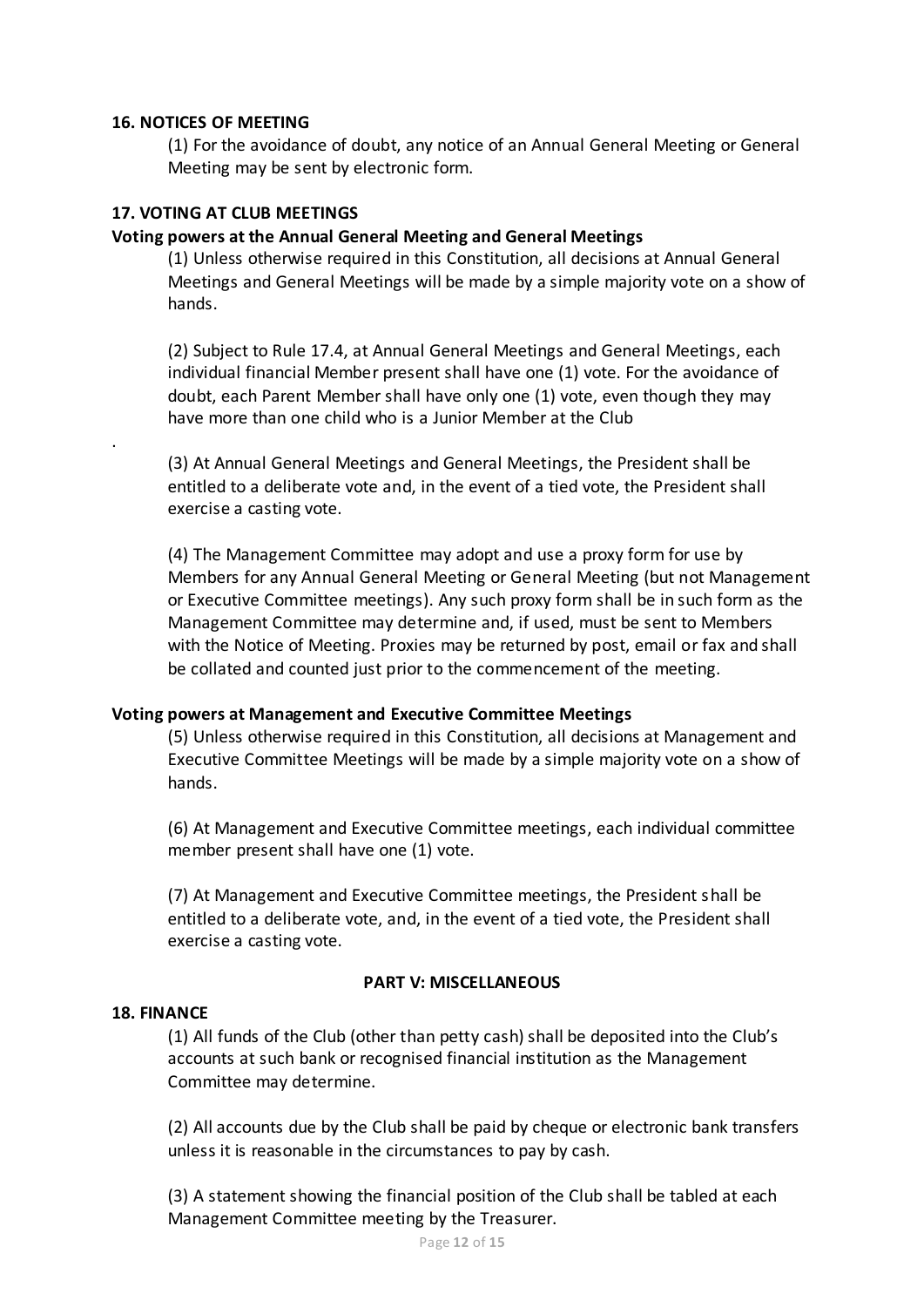**16. NOTICES OF MEETING**

(1) For the avoidance of doubt, any notice of an Annual General Meeting or General Meeting may be sent by electronic form.

**17. VOTING AT CLUB MEETINGS**

**Voting powers at the Annual General Meeting and General Meetings**

(1) Unless otherwise required in this Constitution, all decisions at Annual General Meetings and General Meetings will be made by a simple majority vote on a show of hands.

(2) Subject to Rule 17.4, at Annual General Meetings and General Meetings, each individual financial Member present shall have one (1) vote. For the avoidance of doubt, each Parent Member shall have only one (1) vote, even though they may have more than one child who is a Junior Member at the Club

.

(3) At Annual General Meetings and General Meetings, the President shall be entitled to a deliberate vote and, in the event of a tied vote, the President shall exercise a casting vote.

(4) The Management Committee may adopt and use a proxy form for use by Members for any Annual General Meeting or General Meeting (but not Management or Executive Committee meetings). Any such proxy form shall be in such form as the Management Committee may determine and, if used, must be sent to Members with the Notice of Meeting. Proxies may be returned by post, email or fax and shall be collated and counted just prior to the commencement of the meeting.

**Voting powers at Management and Executive Committee Meetings**

(5) Unless otherwise required in this Constitution, all decisions at Management and Executive Committee Meetings will be made by a simple majority vote on a show of hands.

(6) At Management and Executive Committee meetings, each individual committee member present shall have one (1) vote.

(7) At Management and Executive Committee meetings, the President shall be entitled to a deliberate vote, and, in the event of a tied vote, the President shall exercise a casting vote.

**PART V: MISCELLANEOUS**

**18. FINANCE**

(1) All funds of the Club (other than petty cash) shall be deposited into the Club's accounts at such bank or recognised financial institution as the Management Committee may determine.

(2) All accounts due by the Club shall be paid by cheque or electronic bank transfers unless it is reasonable in the circumstances to pay by cash.

(3) A statement showing the financial position of the Club shall be tabled at each Management Committee meeting by the Treasurer.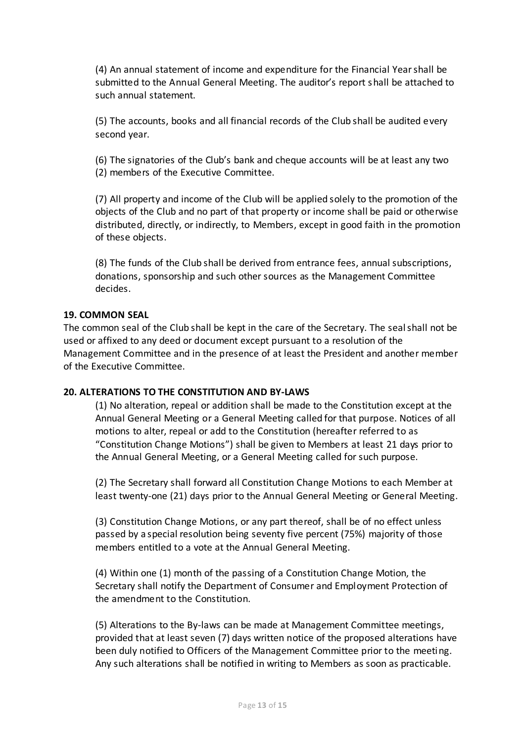(4) An annual statement of income and expenditure for the Financial Year shall be submitted to the Annual General Meeting. The auditor's report shall be attached to such annual statement.

(5) The accounts, books and all financial records of the Club shall be audited every second year.

(6) The signatories of the Club's bank and cheque accounts will be at least any two (2) members of the Executive Committee.

(7) All property and income of the Club will be applied solely to the promotion of the objects of the Club and no part of that property or income shall be paid or otherwise distributed, directly, or indirectly, to Members, except in good faith in the promotion of these objects.

(8) The funds of the Club shall be derived from entrance fees, annual subscriptions, donations, sponsorship and such other sources as the Management Committee decides.

**19. COMMON SEAL**

The common seal of the Club shall be kept in the care of the Secretary. The seal shall not be used or affixed to any deed or document except pursuant to a resolution of the Management Committee and in the presence of at least the President and another member of the Executive Committee.

**20. ALTERATIONS TO THE CONSTITUTION AND BY-LAWS**

(1) No alteration, repeal or addition shall be made to the Constitution except at the Annual General Meeting or a General Meeting called for that purpose. Notices of all motions to alter, repeal or add to the Constitution (hereafter referred to as "Constitution Change Motions") shall be given to Members at least 21 days prior to the Annual General Meeting, or a General Meeting called for such purpose.

(2) The Secretary shall forward all Constitution Change Motions to each Member at least twenty-one (21) days prior to the Annual General Meeting or General Meeting.

(3) Constitution Change Motions, or any part thereof, shall be of no effect unless passed by a special resolution being seventy five percent (75%) majority of those members entitled to a vote at the Annual General Meeting.

(4) Within one (1) month of the passing of a Constitution Change Motion, the Secretary shall notify the Department of Consumer and Employment Protection of the amendment to the Constitution.

(5) Alterations to the By-laws can be made at Management Committee meetings, provided that at least seven (7) days written notice of the proposed alterations have been duly notified to Officers of the Management Committee prior to the meeting. Any such alterations shall be notified in writing to Members as soon as practicable.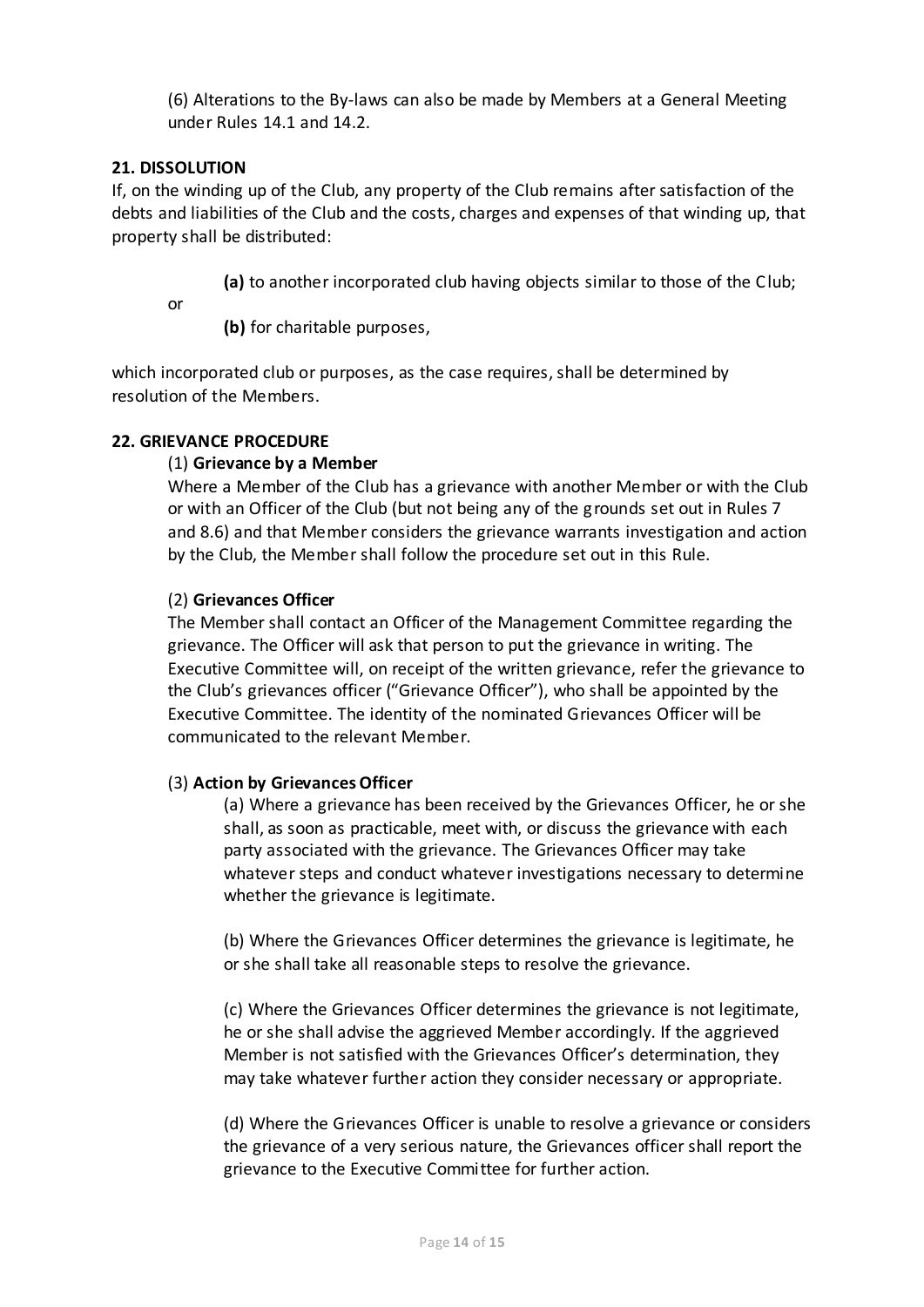(6) Alterations to the By-laws can also be made by Members at a General Meeting under Rules 14.1 and 14.2.

## 21. DISSOLUTION

If, on the winding up of the Club, any property of the Club remains after satisfaction of the debts and liabilities of the Club and the costs, charges and expenses of that winding up, that property shall be distributed:

**(a)** to another incorporated club having objects similar to those of the Club;

or

**(b)** for charitable purposes,

which incorporated club or purposes, as the case requires, shall be determined by resolution of the Members.

## 22. GRIEVANCE PROCEDURE

(1) **Grievance by a Member**

Where a Member of the Club has a grievance with another Member or with the Club or with an Officer of the Club (but not being any of the grounds set out in Rules 7 and 8.6) and that Member considers the grievance warrants investigation and action by the Club, the Member shall follow the procedure set out in this Rule.

(2) **Grievances Officer**

The Member shall contact an Officer of the Management Committee regarding the grievance. The Officer will ask that person to put the grievance in writing. The Executive Committee will, on receipt of the written grievance, refer the grievance to the Club's grievances officer ("Grievance Officer"), who shall be appointed by the Executive Committee. The identity of the nominated Grievances Officer will be communicated to the relevant Member.

(3) **Action by Grievances Officer**

(a) Where a grievance has been received by the Grievances Officer, he or she shall, as soon as practicable, meet with, or discuss the grievance with each party associated with the grievance. The Grievances Officer may take whatever steps and conduct whatever investigations necessary to determine whether the grievance is legitimate.

(b) Where the Grievances Officer determines the grievance is legitimate, he or she shall take all reasonable steps to resolve the grievance.

(c) Where the Grievances Officer determines the grievance is not legitimate, he or she shall advise the aggrieved Member accordingly. If the aggrieved Member is not satisfied with the Grievances Officer's determination, they may take whatever further action they consider necessary or appropriate.

(d) Where the Grievances Officer is unable to resolve a grievance or considers the grievance of a very serious nature, the Grievances officer shall report the grievance to the Executive Committee for further action.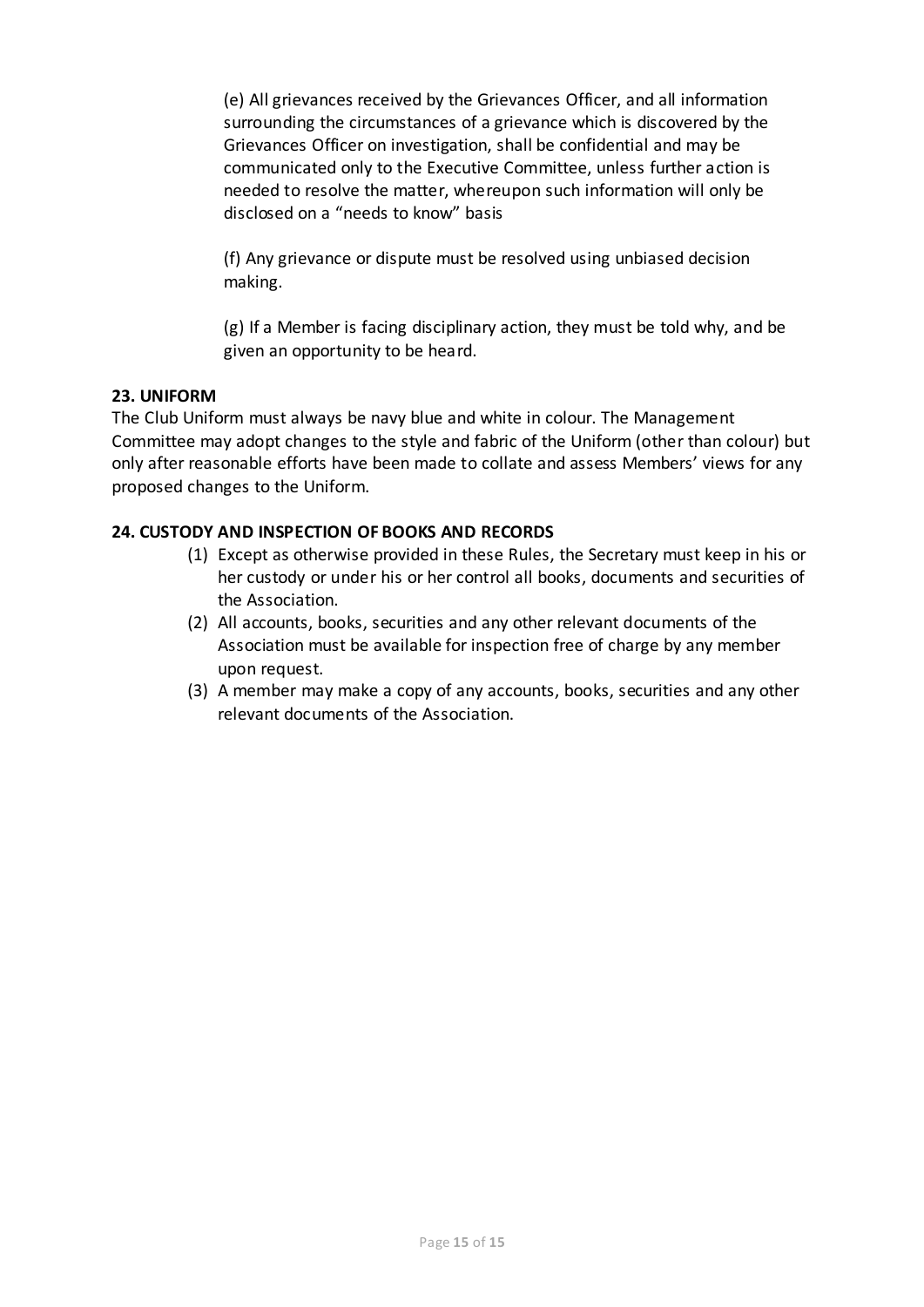(e) All grievances received by the Grievances Officer, and all information surrounding the circumstances of a grievance which is discovered by the Grievances Officer on investigation, shall be confidential and may be communicated only to the Executive Committee, unless further action is needed to resolve the matter, whereupon such information will only be disclosed on a "needs to know" basis

(f) Any grievance or dispute must be resolved using unbiased decision making.

(g) If a Member is facing disciplinary action, they must be told why, and be given an opportunity to be heard.

**23. UNIFORM**

The Club Uniform must always be navy blue and white in colour. The Management Committee may adopt changes to the style and fabric of the Uniform (other than colour) but only after reasonable efforts have been made to collate and assess Members' views for any proposed changes to the Uniform.

**24. CUSTODY AND INSPECTION OF BOOKS AND RECORDS**

(1) Except as otherwise provided in these Rules, the Secretary must keep in his or her custody or under his or her control all books, documents and securities of the Association.

(2) All accounts, books, securities and any other relevant documents of the Association must be available for inspection free of charge by any member upon request.

(3) A member may make a copy of any accounts, books, securities and any other relevant documents of the Association.